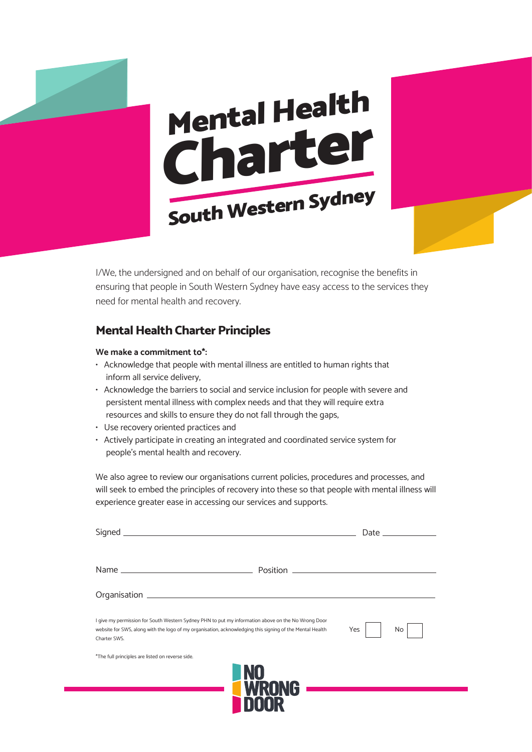# Mental Health Charter

## South Western Sydney

I/We, the undersigned and on behalf of our organisation, recognise the benefits in ensuring that people in South Western Sydney have easy access to the services they need for mental health and recovery.

## Mental Health Charter Principles

**We make a commitment to*:**

- Acknowledge that people with mental illness are entitled to human rights that inform all service delivery,
- Acknowledge the barriers to social and service inclusion for people with severe and persistent mental illness with complex needs and that they will require extra resources and skills to ensure they do not fall through the gaps,
- Use recovery oriented practices and
- Actively participate in creating an integrated and coordinated service system for people's mental health and recovery.

We also agree to review our organisations current policies, procedures and processes, and will seek to embed the principles of recovery into these so that people with mental illness will experience greater ease in accessing our services and supports.

Signed ______________________________ Date ____________

Name ____________________ Position ____________________

Organisation ______________________________

I give my permission for South Western Sydney PHN to put my information above on the No Wrong Door website for SWS, along with the logo of my organisation, acknowledging this signing of the Mental Health Charter SWS.

Yes ☐ No ☐

*The full principles are listed on reverse side.

NO WRONG DOOR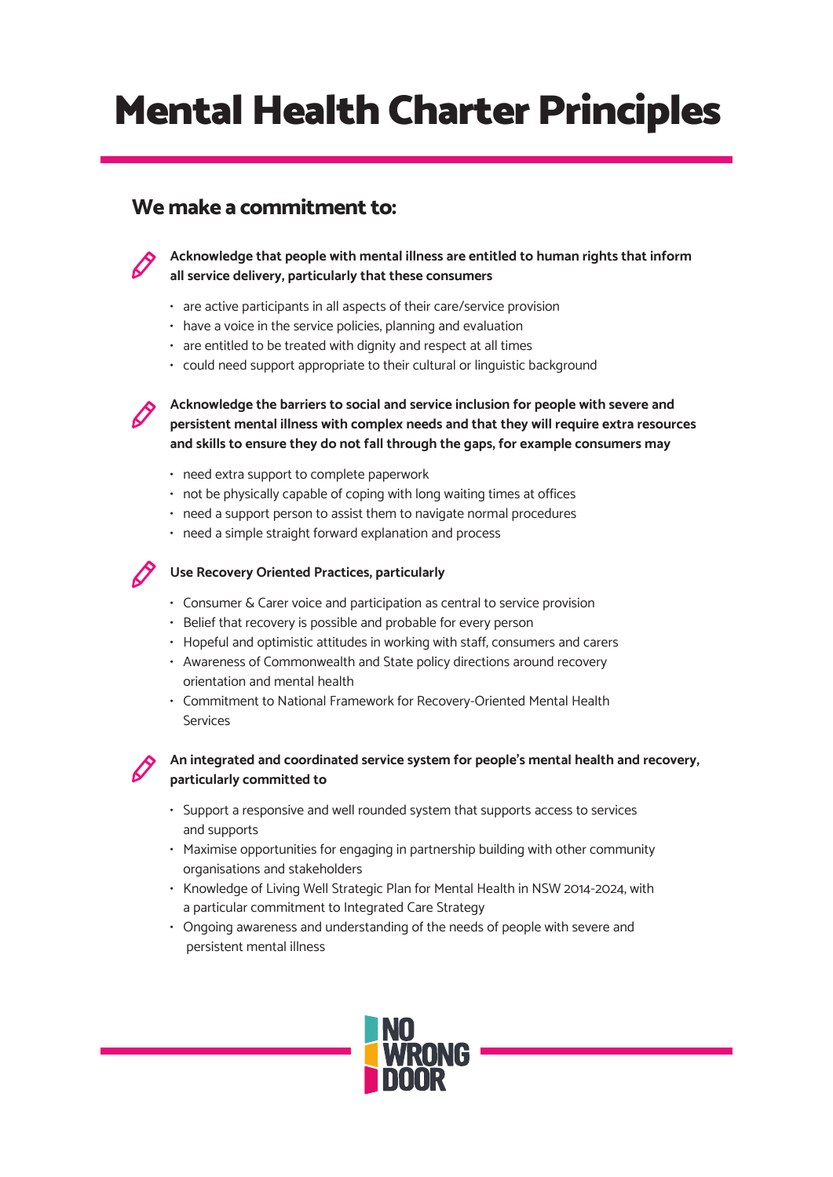# Mental Health Charter Principles

## We make a commitment to:

**Acknowledge that people with mental illness are entitled to human rights that inform all service delivery, particularly that these consumers**

- are active participants in all aspects of their care/service provision
- have a voice in the service policies, planning and evaluation
- are entitled to be treated with dignity and respect at all times
- could need support appropriate to their cultural or linguistic background

**Acknowledge the barriers to social and service inclusion for people with severe and persistent mental illness with complex needs and that they will require extra resources and skills to ensure they do not fall through the gaps, for example consumers may**

- need extra support to complete paperwork
- not be physically capable of coping with long waiting times at offices
- need a support person to assist them to navigate normal procedures
- need a simple straight forward explanation and process

**Use Recovery Oriented Practices, particularly**

- Consumer & Carer voice and participation as central to service provision
- Belief that recovery is possible and probable for every person
- Hopeful and optimistic attitudes in working with staff, consumers and carers
- Awareness of Commonwealth and State policy directions around recovery orientation and mental health
- Commitment to National Framework for Recovery-Oriented Mental Health Services

**An integrated and coordinated service system for people's mental health and recovery, particularly committed to**

- Support a responsive and well rounded system that supports access to services and supports
- Maximise opportunities for engaging in partnership building with other community organisations and stakeholders
- Knowledge of Living Well Strategic Plan for Mental Health in NSW 2014-2024, with a particular commitment to Integrated Care Strategy
- Ongoing awareness and understanding of the needs of people with severe and persistent mental illness

NO WRONG DOOR